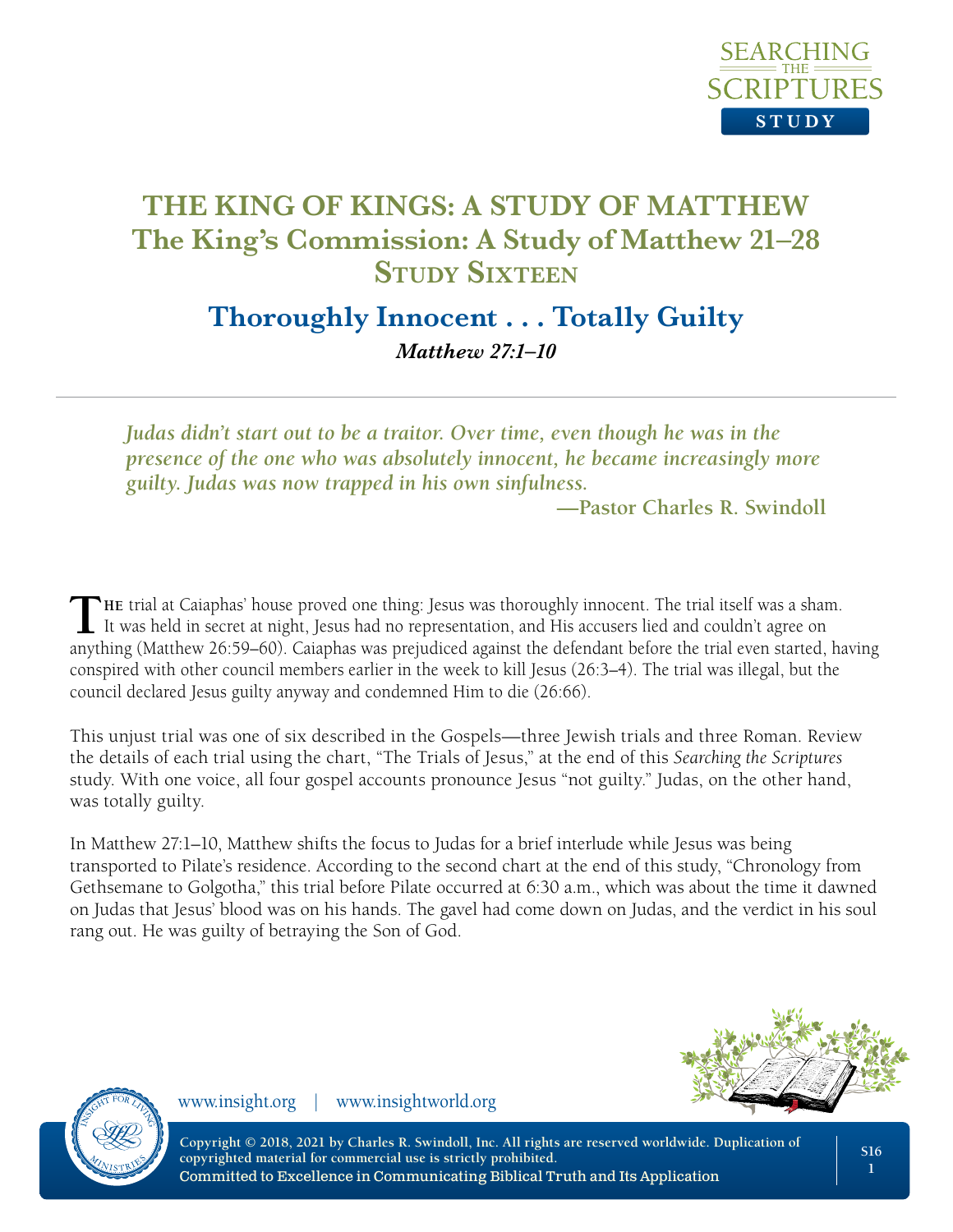# THE KING OF KINGS: A STUDY OF MATTHEW

## The King's Commission: A Study of Matthew 21–28

## Study Sixteen

# Thoroughly Innocent . . . Totally Guilty

***Matthew 27:1–10***

> *Judas didn't start out to be a traitor. Over time, even though he was in the presence of the one who was absolutely innocent, he became increasingly more guilty. Judas was now trapped in his own sinfulness.*
>
> **—Pastor Charles R. Swindoll**

The trial at Caiaphas' house proved one thing: Jesus was thoroughly innocent. The trial itself was a sham. It was held in secret at night, Jesus had no representation, and His accusers lied and couldn't agree on anything (Matthew 26:59–60). Caiaphas was prejudiced against the defendant before the trial even started, having conspired with other council members earlier in the week to kill Jesus (26:3–4). The trial was illegal, but the council declared Jesus guilty anyway and condemned Him to die (26:66).

This unjust trial was one of six described in the Gospels—three Jewish trials and three Roman. Review the details of each trial using the chart, "The Trials of Jesus," at the end of this *Searching the Scriptures* study. With one voice, all four gospel accounts pronounce Jesus "not guilty." Judas, on the other hand, was totally guilty.

In Matthew 27:1–10, Matthew shifts the focus to Judas for a brief interlude while Jesus was being transported to Pilate's residence. According to the second chart at the end of this study, "Chronology from Gethsemane to Golgotha," this trial before Pilate occurred at 6:30 a.m., which was about the time it dawned on Judas that Jesus' blood was on his hands. The gavel had come down on Judas, and the verdict in his soul rang out. He was guilty of betraying the Son of God.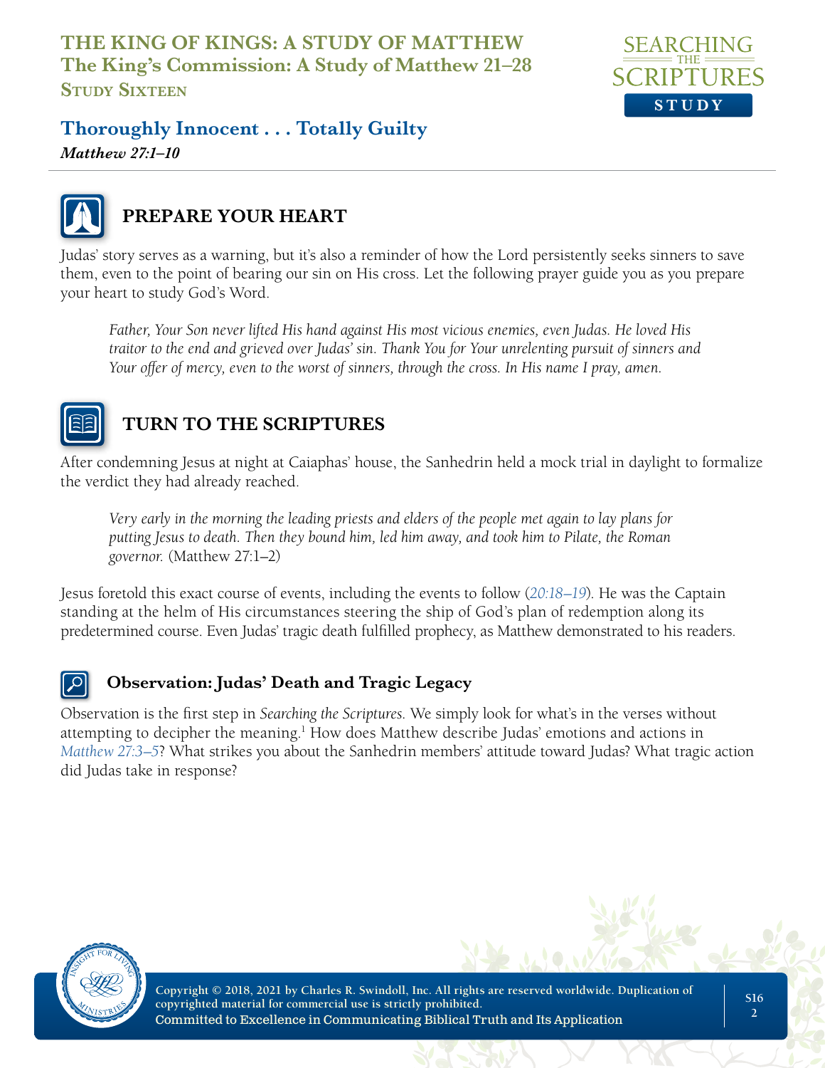# THE KING OF KINGS: A STUDY OF MATTHEW

**The King's Commission: A Study of Matthew 21–28**

**Study Sixteen**

## Thoroughly Innocent . . . Totally Guilty

***Matthew 27:1–10***

## PREPARE YOUR HEART

Judas' story serves as a warning, but it's also a reminder of how the Lord persistently seeks sinners to save them, even to the point of bearing our sin on His cross. Let the following prayer guide you as you prepare your heart to study God's Word.

> *Father, Your Son never lifted His hand against His most vicious enemies, even Judas. He loved His traitor to the end and grieved over Judas' sin. Thank You for Your unrelenting pursuit of sinners and Your offer of mercy, even to the worst of sinners, through the cross. In His name I pray, amen.*

## TURN TO THE SCRIPTURES

After condemning Jesus at night at Caiaphas' house, the Sanhedrin held a mock trial in daylight to formalize the verdict they had already reached.

> *Very early in the morning the leading priests and elders of the people met again to lay plans for putting Jesus to death. Then they bound him, led him away, and took him to Pilate, the Roman governor.* (Matthew 27:1–2)

Jesus foretold this exact course of events, including the events to follow (*20:18–19*). He was the Captain standing at the helm of His circumstances steering the ship of God's plan of redemption along its predetermined course. Even Judas' tragic death fulfilled prophecy, as Matthew demonstrated to his readers.

### Observation: Judas' Death and Tragic Legacy

Observation is the first step in *Searching the Scriptures*. We simply look for what's in the verses without attempting to decipher the meaning.[1] How does Matthew describe Judas' emotions and actions in *Matthew 27:3–5*? What strikes you about the Sanhedrin members' attitude toward Judas? What tragic action did Judas take in response?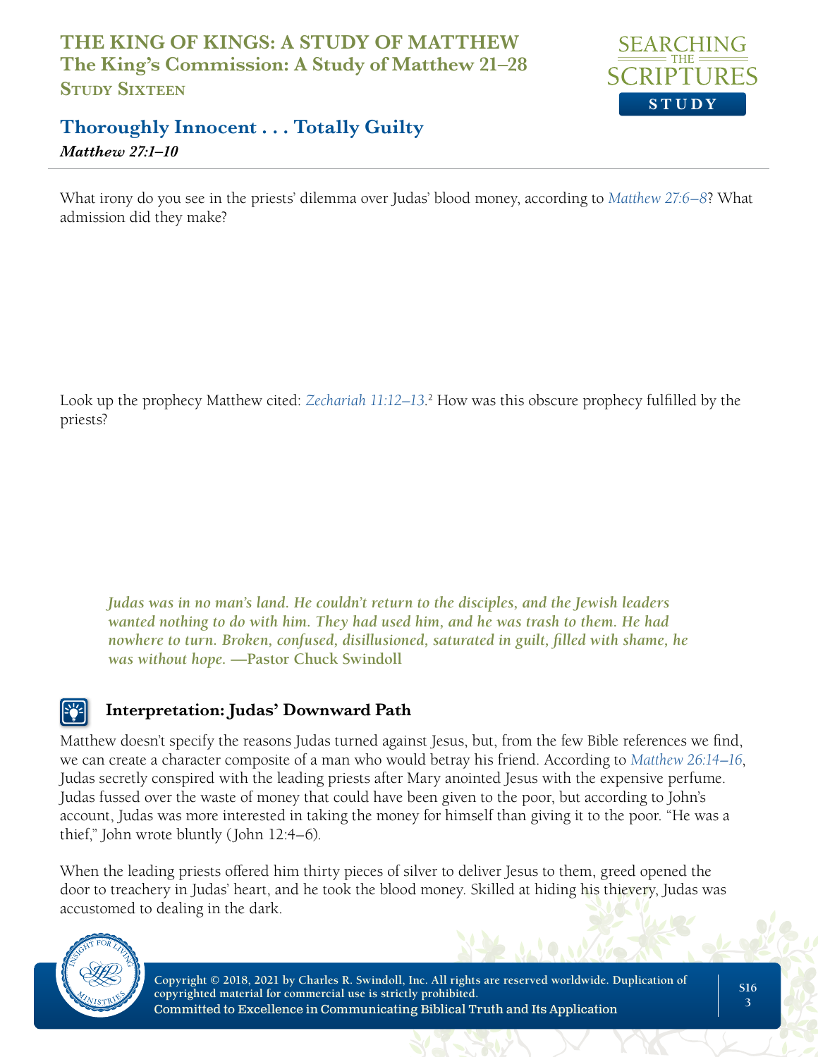What irony do you see in the priests' dilemma over Judas' blood money, according to *Matthew 27:6–8*? What admission did they make?

Look up the prophecy Matthew cited: *Zechariah 11:12–13*.[2] How was this obscure prophecy fulfilled by the priests?

> ***Judas was in no man's land. He couldn't return to the disciples, and the Jewish leaders wanted nothing to do with him. They had used him, and he was trash to them. He had nowhere to turn. Broken, confused, disillusioned, saturated in guilt, filled with shame, he was without hope.*** **—Pastor Chuck Swindoll**

### Interpretation: Judas' Downward Path

Matthew doesn't specify the reasons Judas turned against Jesus, but, from the few Bible references we find, we can create a character composite of a man who would betray his friend. According to *Matthew 26:14–16*, Judas secretly conspired with the leading priests after Mary anointed Jesus with the expensive perfume. Judas fussed over the waste of money that could have been given to the poor, but according to John's account, Judas was more interested in taking the money for himself than giving it to the poor. "He was a thief," John wrote bluntly (John 12:4–6).

When the leading priests offered him thirty pieces of silver to deliver Jesus to them, greed opened the door to treachery in Judas' heart, and he took the blood money. Skilled at hiding his thievery, Judas was accustomed to dealing in the dark.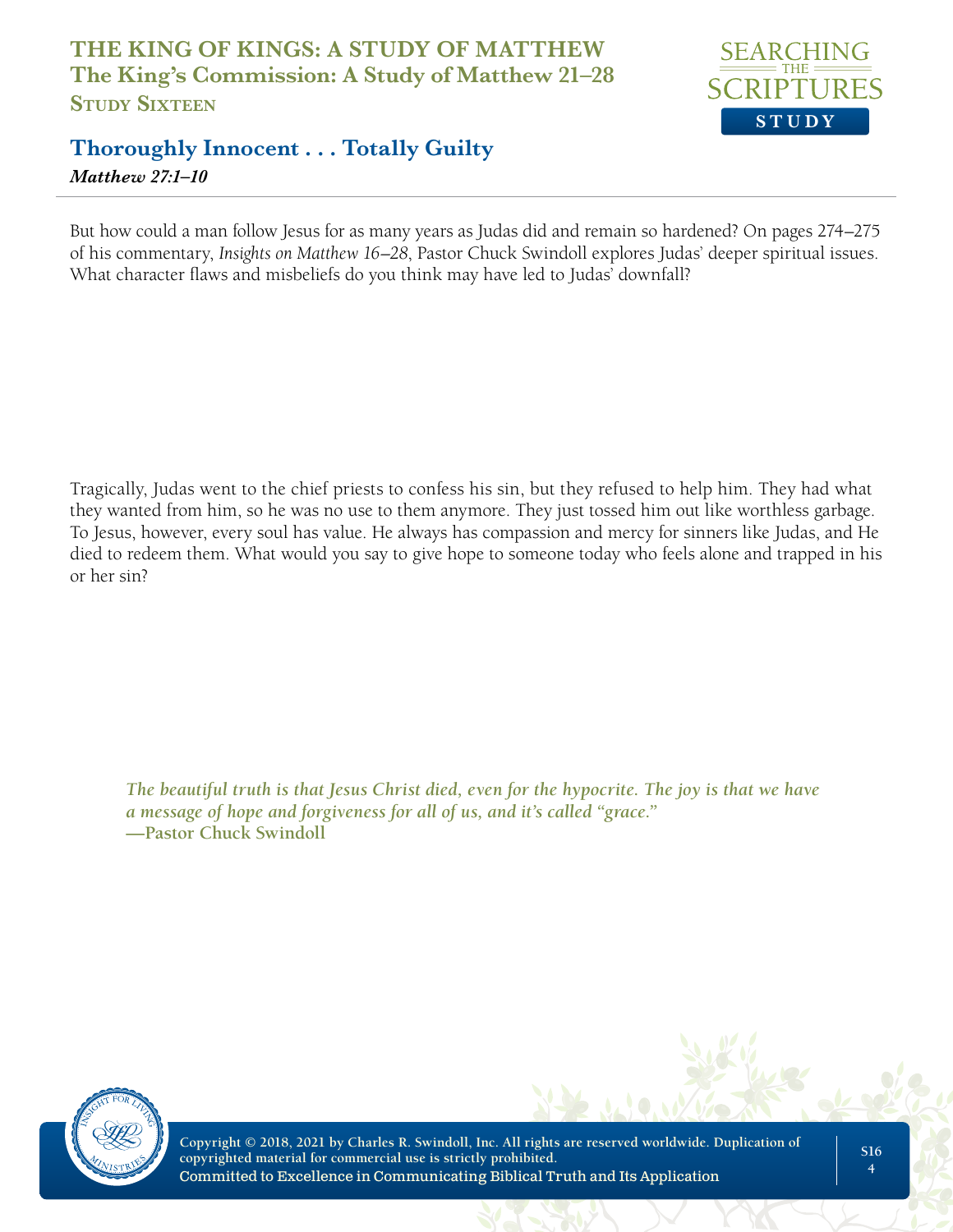But how could a man follow Jesus for as many years as Judas did and remain so hardened? On pages 274–275 of his commentary, *Insights on Matthew 16–28*, Pastor Chuck Swindoll explores Judas' deeper spiritual issues. What character flaws and misbeliefs do you think may have led to Judas' downfall?

Tragically, Judas went to the chief priests to confess his sin, but they refused to help him. They had what they wanted from him, so he was no use to them anymore. They just tossed him out like worthless garbage. To Jesus, however, every soul has value. He always has compassion and mercy for sinners like Judas, and He died to redeem them. What would you say to give hope to someone today who feels alone and trapped in his or her sin?

> ***The beautiful truth is that Jesus Christ died, even for the hypocrite. The joy is that we have a message of hope and forgiveness for all of us, and it's called "grace."***
> **—Pastor Chuck Swindoll**

**Copyright © 2018, 2021 by Charles R. Swindoll, Inc. All rights are reserved worldwide. Duplication of copyrighted material for commercial use is strictly prohibited.**
**Committed to Excellence in Communicating Biblical Truth and Its Application**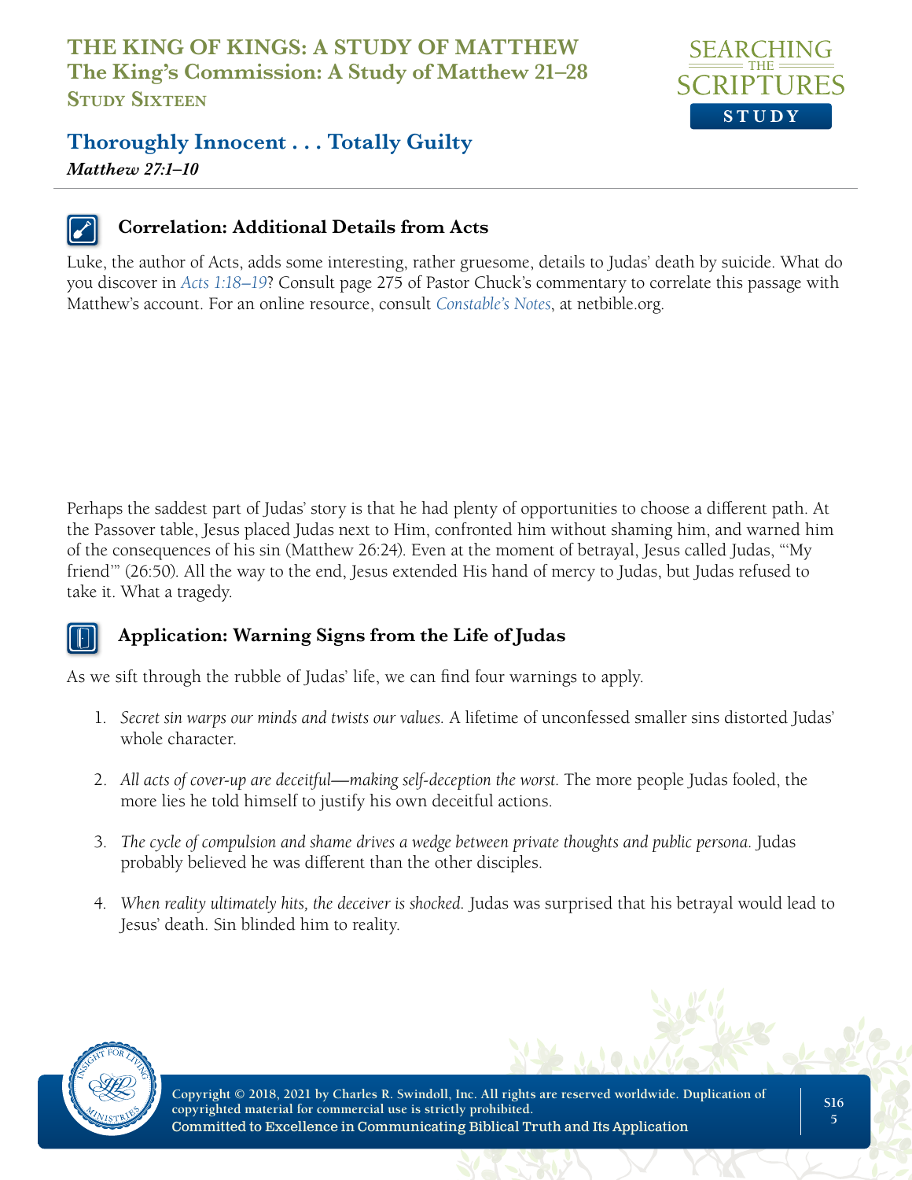## Correlation: Additional Details from Acts

Luke, the author of Acts, adds some interesting, rather gruesome, details to Judas' death by suicide. What do you discover in *Acts 1:18–19*? Consult page 275 of Pastor Chuck's commentary to correlate this passage with Matthew's account. For an online resource, consult *Constable's Notes*, at netbible.org.

Perhaps the saddest part of Judas' story is that he had plenty of opportunities to choose a different path. At the Passover table, Jesus placed Judas next to Him, confronted him without shaming him, and warned him of the consequences of his sin (Matthew 26:24). Even at the moment of betrayal, Jesus called Judas, "'My friend'" (26:50). All the way to the end, Jesus extended His hand of mercy to Judas, but Judas refused to take it. What a tragedy.

## Application: Warning Signs from the Life of Judas

As we sift through the rubble of Judas' life, we can find four warnings to apply.

1. *Secret sin warps our minds and twists our values.* A lifetime of unconfessed smaller sins distorted Judas' whole character.

2. *All acts of cover-up are deceitful—making self-deception the worst.* The more people Judas fooled, the more lies he told himself to justify his own deceitful actions.

3. *The cycle of compulsion and shame drives a wedge between private thoughts and public persona.* Judas probably believed he was different than the other disciples.

4. *When reality ultimately hits, the deceiver is shocked.* Judas was surprised that his betrayal would lead to Jesus' death. Sin blinded him to reality.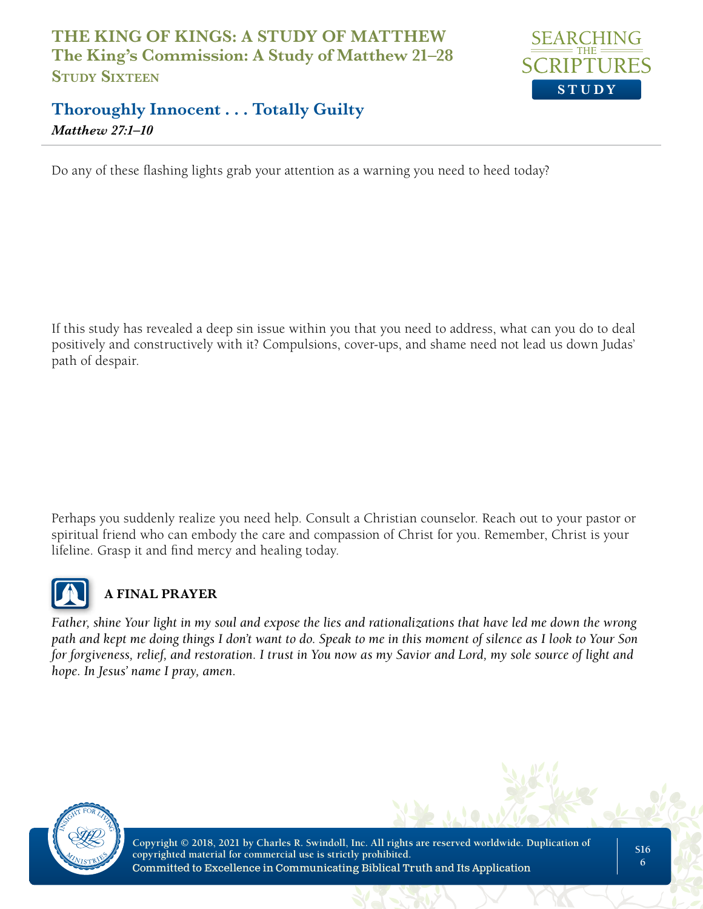Do any of these flashing lights grab your attention as a warning you need to heed today?

If this study has revealed a deep sin issue within you that you need to address, what can you do to deal positively and constructively with it? Compulsions, cover-ups, and shame need not lead us down Judas' path of despair.

Perhaps you suddenly realize you need help. Consult a Christian counselor. Reach out to your pastor or spiritual friend who can embody the care and compassion of Christ for you. Remember, Christ is your lifeline. Grasp it and find mercy and healing today.

### A FINAL PRAYER

*Father, shine Your light in my soul and expose the lies and rationalizations that have led me down the wrong path and kept me doing things I don't want to do. Speak to me in this moment of silence as I look to Your Son for forgiveness, relief, and restoration. I trust in You now as my Savior and Lord, my sole source of light and hope. In Jesus' name I pray, amen.*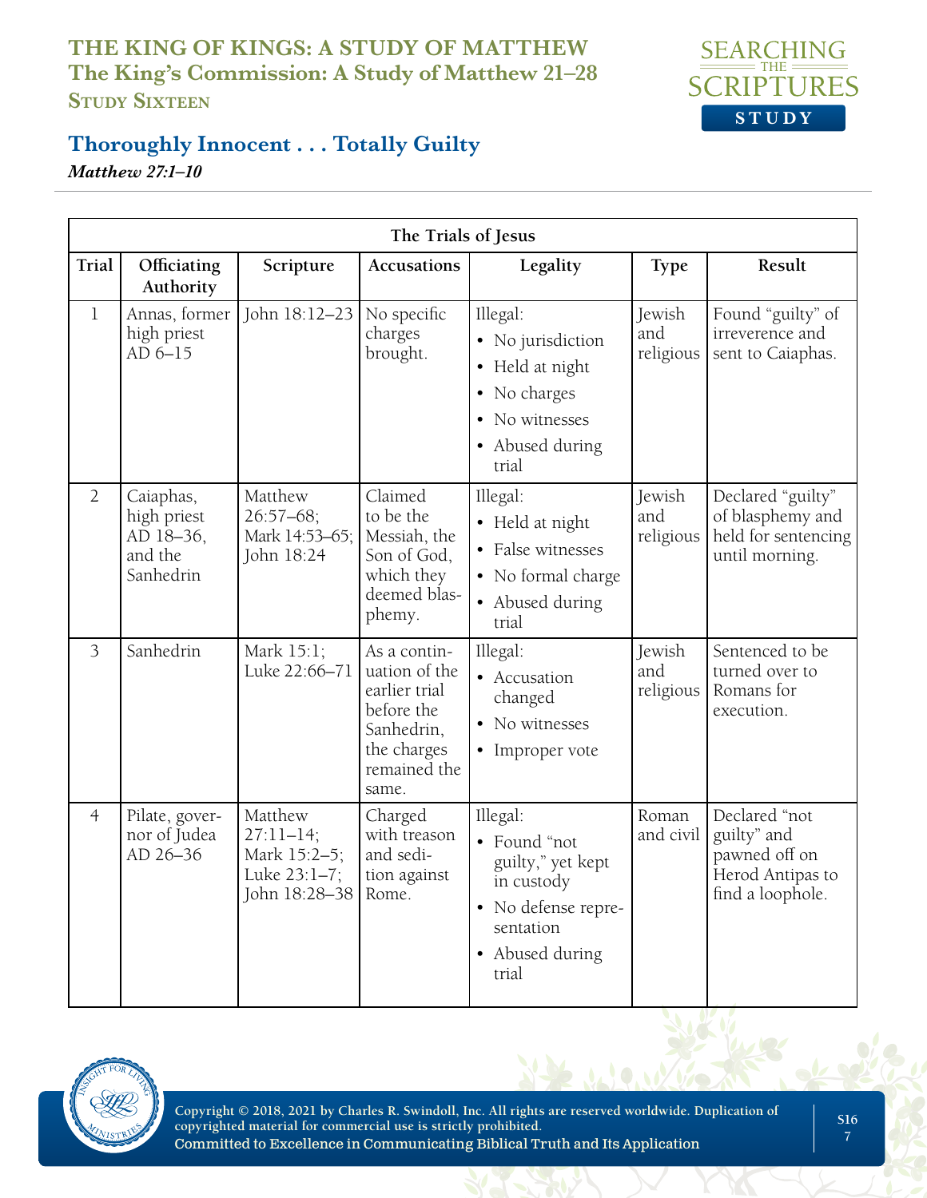# THE KING OF KINGS: A STUDY OF MATTHEW
## The King's Commission: A Study of Matthew 21–28
### Study Sixteen

## Thoroughly Innocent . . . Totally Guilty
*Matthew 27:1–10*

| The Trials of Jesus | | | | | | |
|---|---|---|---|---|---|---|
| **Trial** | **Officiating Authority** | **Scripture** | **Accusations** | **Legality** | **Type** | **Result** |
| 1 | Annas, former high priest AD 6–15 | John 18:12–23 | No specific charges brought. | Illegal: • No jurisdiction • Held at night • No charges • No witnesses • Abused during trial | Jewish and religious | Found "guilty" of irreverence and sent to Caiaphas. |
| 2 | Caiaphas, high priest AD 18–36, and the Sanhedrin | Matthew 26:57–68; Mark 14:53–65; John 18:24 | Claimed to be the Messiah, the Son of God, which they deemed blasphemy. | Illegal: • Held at night • False witnesses • No formal charge • Abused during trial | Jewish and religious | Declared "guilty" of blasphemy and held for sentencing until morning. |
| 3 | Sanhedrin | Mark 15:1; Luke 22:66–71 | As a continuation of the earlier trial before the Sanhedrin, the charges remained the same. | Illegal: • Accusation changed • No witnesses • Improper vote | Jewish and religious | Sentenced to be turned over to Romans for execution. |
| 4 | Pilate, governor of Judea AD 26–36 | Matthew 27:11–14; Mark 15:2–5; Luke 23:1–7; John 18:28–38 | Charged with treason and sedition against Rome. | Illegal: • Found "not guilty," yet kept in custody • No defense representation • Abused during trial | Roman and civil | Declared "not guilty" and pawned off on Herod Antipas to find a loophole. |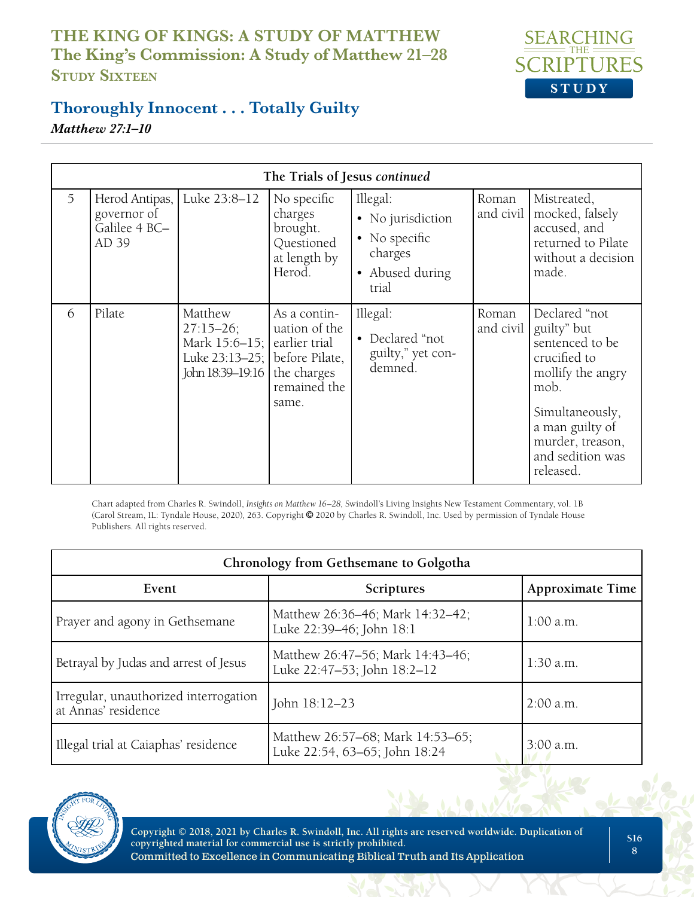# THE KING OF KINGS: A STUDY OF MATTHEW
## The King's Commission: A Study of Matthew 21–28
### Study Sixteen

## Thoroughly Innocent . . . Totally Guilty

*Matthew 27:1–10*

| The Trials of Jesus *continued* | | | | | | |
|---|---|---|---|---|---|---|
| 5 | Herod Antipas, governor of Galilee 4 BC–AD 39 | Luke 23:8–12 | No specific charges brought. Questioned at length by Herod. | Illegal:<br>• No jurisdiction<br>• No specific charges<br>• Abused during trial | Roman and civil | Mistreated, mocked, falsely accused, and returned to Pilate without a decision made. |
| 6 | Pilate | Matthew 27:15–26; Mark 15:6–15; Luke 23:13–25; John 18:39–19:16 | As a continuation of the earlier trial before Pilate, the charges remained the same. | Illegal:<br>• Declared "not guilty," yet condemned. | Roman and civil | Declared "not guilty" but sentenced to be crucified to mollify the angry mob.<br><br>Simultaneously, a man guilty of murder, treason, and sedition was released. |

Chart adapted from Charles R. Swindoll, *Insights on Matthew 16–28*, Swindoll's Living Insights New Testament Commentary, vol. 1B (Carol Stream, IL: Tyndale House, 2020), 263. Copyright © 2020 by Charles R. Swindoll, Inc. Used by permission of Tyndale House Publishers. All rights reserved.

| Chronology from Gethsemane to Golgotha | | |
|---|---|---|
| **Event** | **Scriptures** | **Approximate Time** |
| Prayer and agony in Gethsemane | Matthew 26:36–46; Mark 14:32–42; Luke 22:39–46; John 18:1 | 1:00 a.m. |
| Betrayal by Judas and arrest of Jesus | Matthew 26:47–56; Mark 14:43–46; Luke 22:47–53; John 18:2–12 | 1:30 a.m. |
| Irregular, unauthorized interrogation at Annas' residence | John 18:12–23 | 2:00 a.m. |
| Illegal trial at Caiaphas' residence | Matthew 26:57–68; Mark 14:53–65; Luke 22:54, 63–65; John 18:24 | 3:00 a.m. |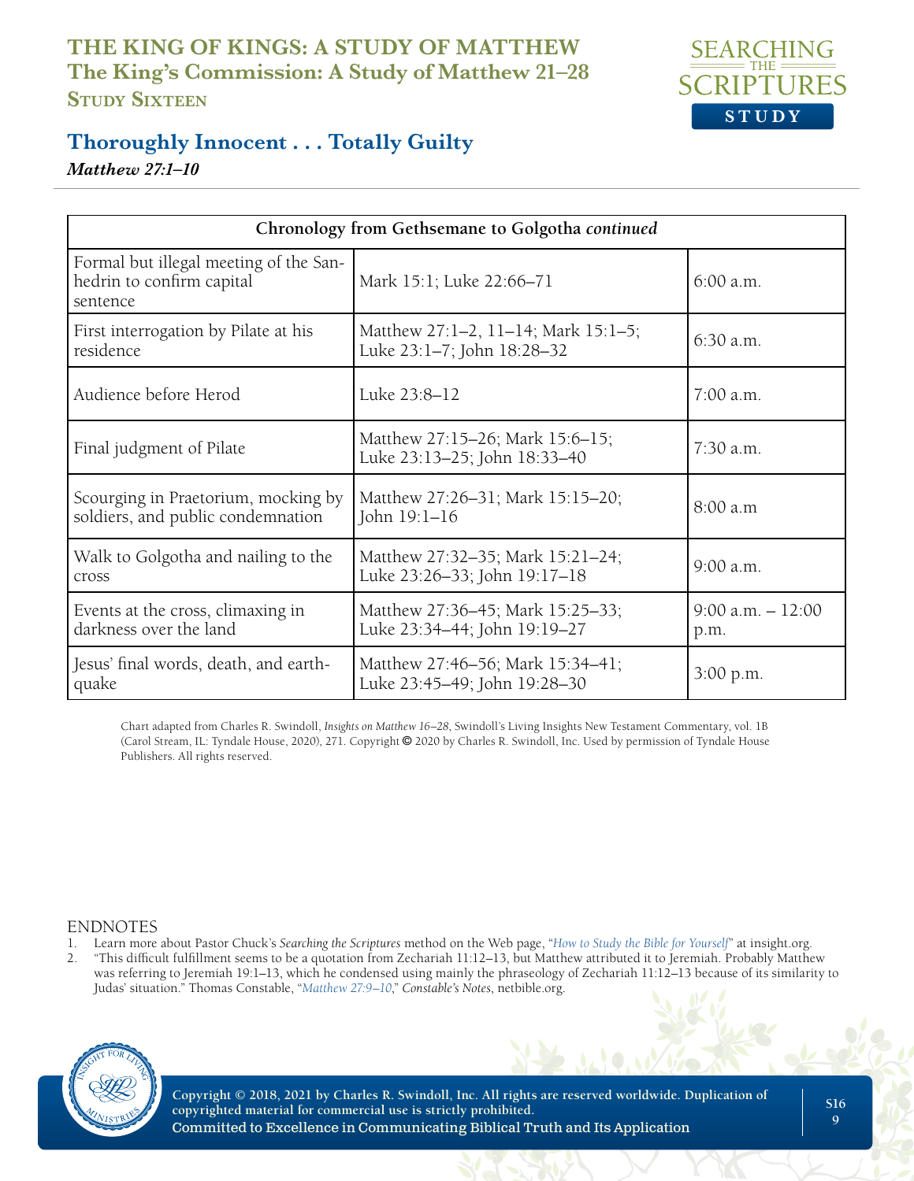# THE KING OF KINGS: A STUDY OF MATTHEW
## The King's Commission: A Study of Matthew 21–28
### Study Sixteen

## Thoroughly Innocent . . . Totally Guilty
*Matthew 27:1–10*

| Chronology from Gethsemane to Golgotha *continued* | | |
|---|---|---|
| Formal but illegal meeting of the Sanhedrin to confirm capital sentence | Mark 15:1; Luke 22:66–71 | 6:00 a.m. |
| First interrogation by Pilate at his residence | Matthew 27:1–2, 11–14; Mark 15:1–5; Luke 23:1–7; John 18:28–32 | 6:30 a.m. |
| Audience before Herod | Luke 23:8–12 | 7:00 a.m. |
| Final judgment of Pilate | Matthew 27:15–26; Mark 15:6–15; Luke 23:13–25; John 18:33–40 | 7:30 a.m. |
| Scourging in Praetorium, mocking by soldiers, and public condemnation | Matthew 27:26–31; Mark 15:15–20; John 19:1–16 | 8:00 a.m |
| Walk to Golgotha and nailing to the cross | Matthew 27:32–35; Mark 15:21–24; Luke 23:26–33; John 19:17–18 | 9:00 a.m. |
| Events at the cross, climaxing in darkness over the land | Matthew 27:36–45; Mark 15:25–33; Luke 23:34–44; John 19:19–27 | 9:00 a.m. – 12:00 p.m. |
| Jesus' final words, death, and earthquake | Matthew 27:46–56; Mark 15:34–41; Luke 23:45–49; John 19:28–30 | 3:00 p.m. |

Chart adapted from Charles R. Swindoll, *Insights on Matthew 16–28*, Swindoll's Living Insights New Testament Commentary, vol. 1B (Carol Stream, IL: Tyndale House, 2020), 271. Copyright © 2020 by Charles R. Swindoll, Inc. Used by permission of Tyndale House Publishers. All rights reserved.

ENDNOTES

1. Learn more about Pastor Chuck's *Searching the Scriptures* method on the Web page, "*How to Study the Bible for Yourself*" at insight.org.
2. "This difficult fulfillment seems to be a quotation from Zechariah 11:12–13, but Matthew attributed it to Jeremiah. Probably Matthew was referring to Jeremiah 19:1–13, which he condensed using mainly the phraseology of Zechariah 11:12–13 because of its similarity to Judas' situation." Thomas Constable, "*Matthew 27:9–10*," *Constable's Notes*, netbible.org.

Copyright © 2018, 2021 by Charles R. Swindoll, Inc. All rights are reserved worldwide. Duplication of copyrighted material for commercial use is strictly prohibited.
Committed to Excellence in Communicating Biblical Truth and Its Application